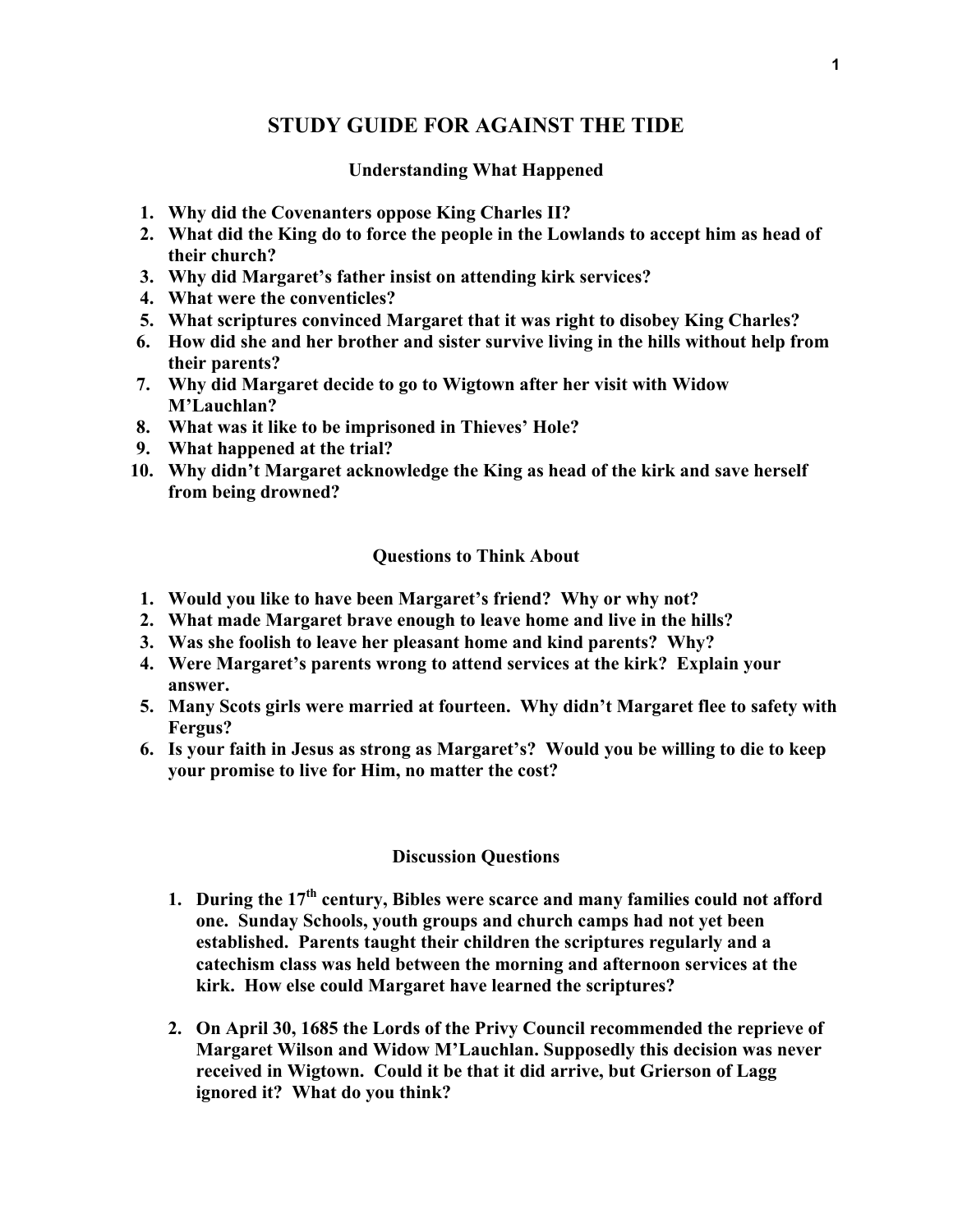# STUDY GUIDE FOR AGAINST THE TIDE

## Understanding What Happened

1. **Why did the Covenanters oppose King Charles II?**
2. **What did the King do to force the people in the Lowlands to accept him as head of their church?**
3. **Why did Margaret's father insist on attending kirk services?**
4. **What were the conventicles?**
5. **What scriptures convinced Margaret that it was right to disobey King Charles?**
6. **How did she and her brother and sister survive living in the hills without help from their parents?**
7. **Why did Margaret decide to go to Wigtown after her visit with Widow M'Lauchlan?**
8. **What was it like to be imprisoned in Thieves' Hole?**
9. **What happened at the trial?**
10. **Why didn't Margaret acknowledge the King as head of the kirk and save herself from being drowned?**

## Questions to Think About

1. **Would you like to have been Margaret's friend? Why or why not?**
2. **What made Margaret brave enough to leave home and live in the hills?**
3. **Was she foolish to leave her pleasant home and kind parents? Why?**
4. **Were Margaret's parents wrong to attend services at the kirk? Explain your answer.**
5. **Many Scots girls were married at fourteen. Why didn't Margaret flee to safety with Fergus?**
6. **Is your faith in Jesus as strong as Margaret's? Would you be willing to die to keep your promise to live for Him, no matter the cost?**

## Discussion Questions

1. **During the 17th century, Bibles were scarce and many families could not afford one. Sunday Schools, youth groups and church camps had not yet been established. Parents taught their children the scriptures regularly and a catechism class was held between the morning and afternoon services at the kirk. How else could Margaret have learned the scriptures?**

2. **On April 30, 1685 the Lords of the Privy Council recommended the reprieve of Margaret Wilson and Widow M'Lauchlan. Supposedly this decision was never received in Wigtown. Could it be that it did arrive, but Grierson of Lagg ignored it? What do you think?**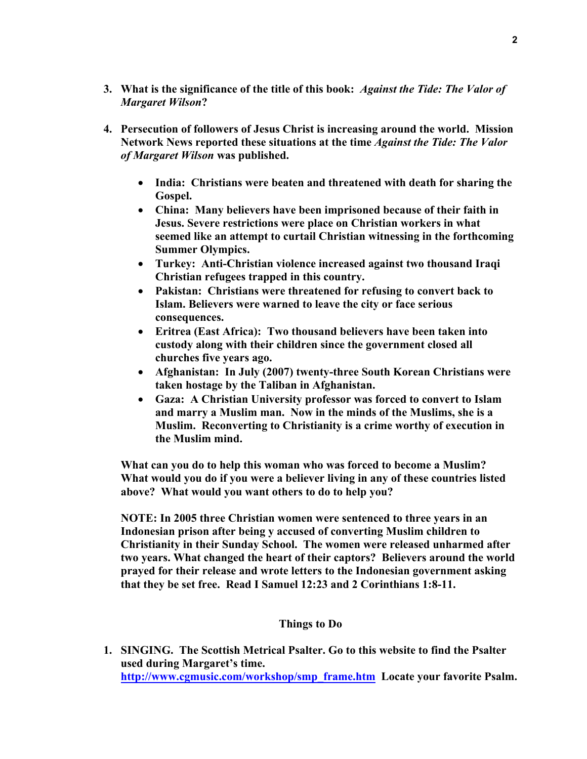3. **What is the significance of the title of this book:** ***Against the Tide: The Valor of Margaret Wilson*****?**

4. **Persecution of followers of Jesus Christ is increasing around the world. Mission Network News reported these situations at the time** ***Against the Tide: The Valor of Margaret Wilson*** **was published.**

   - **India: Christians were beaten and threatened with death for sharing the Gospel.**
   - **China: Many believers have been imprisoned because of their faith in Jesus. Severe restrictions were place on Christian workers in what seemed like an attempt to curtail Christian witnessing in the forthcoming Summer Olympics.**
   - **Turkey: Anti-Christian violence increased against two thousand Iraqi Christian refugees trapped in this country.**
   - **Pakistan: Christians were threatened for refusing to convert back to Islam. Believers were warned to leave the city or face serious consequences.**
   - **Eritrea (East Africa): Two thousand believers have been taken into custody along with their children since the government closed all churches five years ago.**
   - **Afghanistan: In July (2007) twenty-three South Korean Christians were taken hostage by the Taliban in Afghanistan.**
   - **Gaza: A Christian University professor was forced to convert to Islam and marry a Muslim man. Now in the minds of the Muslims, she is a Muslim. Reconverting to Christianity is a crime worthy of execution in the Muslim mind.**

   **What can you do to help this woman who was forced to become a Muslim? What would you do if you were a believer living in any of these countries listed above? What would you want others to do to help you?**

   **NOTE: In 2005 three Christian women were sentenced to three years in an Indonesian prison after being y accused of converting Muslim children to Christianity in their Sunday School. The women were released unharmed after two years. What changed the heart of their captors? Believers around the world prayed for their release and wrote letters to the Indonesian government asking that they be set free. Read I Samuel 12:23 and 2 Corinthians 1:8-11.**

## Things to Do

1. **SINGING. The Scottish Metrical Psalter. Go to this website to find the Psalter used during Margaret's time. [http://www.cgmusic.com/workshop/smp_frame.htm](http://www.cgmusic.com/workshop/smp_frame.htm) Locate your favorite Psalm.**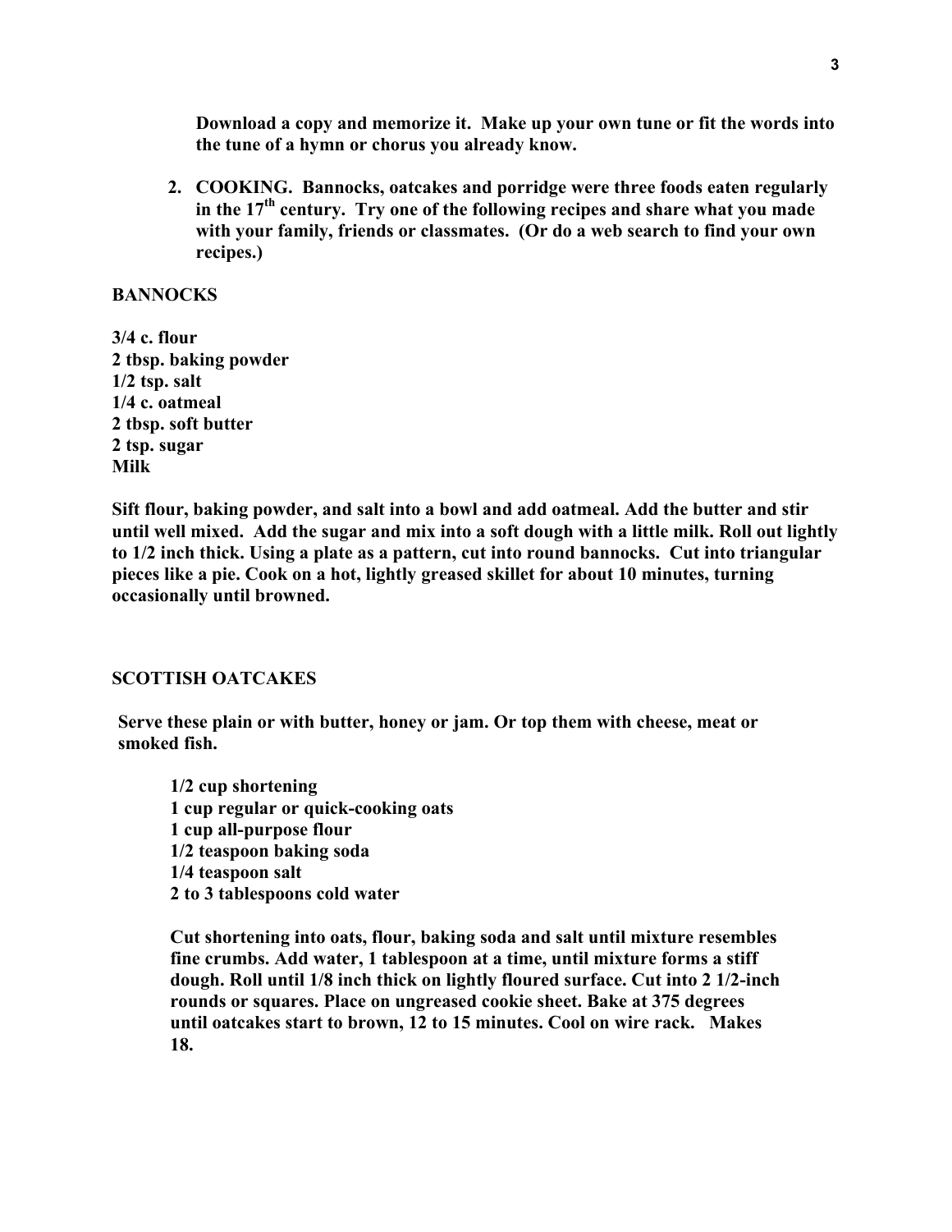**Download a copy and memorize it. Make up your own tune or fit the words into the tune of a hymn or chorus you already know.**

2. **COOKING. Bannocks, oatcakes and porridge were three foods eaten regularly in the 17th century. Try one of the following recipes and share what you made with your family, friends or classmates. (Or do a web search to find your own recipes.)**

## BANNOCKS

**3/4 c. flour**
**2 tbsp. baking powder**
**1/2 tsp. salt**
**1/4 c. oatmeal**
**2 tbsp. soft butter**
**2 tsp. sugar**
**Milk**

**Sift flour, baking powder, and salt into a bowl and add oatmeal. Add the butter and stir until well mixed. Add the sugar and mix into a soft dough with a little milk. Roll out lightly to 1/2 inch thick. Using a plate as a pattern, cut into round bannocks. Cut into triangular pieces like a pie. Cook on a hot, lightly greased skillet for about 10 minutes, turning occasionally until browned.**

## SCOTTISH OATCAKES

**Serve these plain or with butter, honey or jam. Or top them with cheese, meat or smoked fish.**

**1/2 cup shortening**
**1 cup regular or quick-cooking oats**
**1 cup all-purpose flour**
**1/2 teaspoon baking soda**
**1/4 teaspoon salt**
**2 to 3 tablespoons cold water**

**Cut shortening into oats, flour, baking soda and salt until mixture resembles fine crumbs. Add water, 1 tablespoon at a time, until mixture forms a stiff dough. Roll until 1/8 inch thick on lightly floured surface. Cut into 2 1/2-inch rounds or squares. Place on ungreased cookie sheet. Bake at 375 degrees until oatcakes start to brown, 12 to 15 minutes. Cool on wire rack. Makes 18.**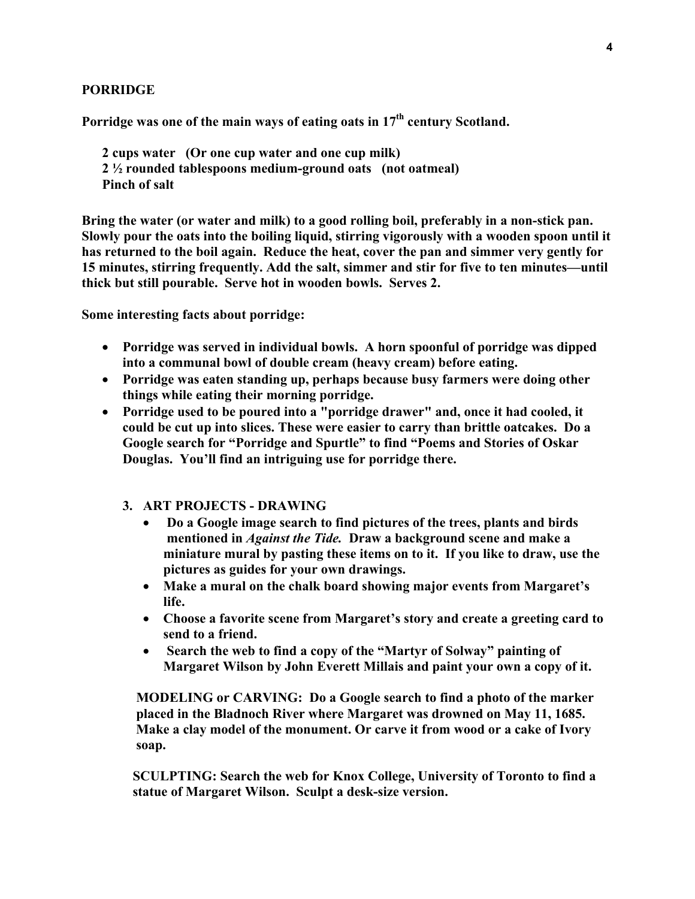## PORRIDGE

**Porridge was one of the main ways of eating oats in 17th century Scotland.**

**2 cups water (Or one cup water and one cup milk)**
**2 ½ rounded tablespoons medium-ground oats (not oatmeal)**
**Pinch of salt**

**Bring the water (or water and milk) to a good rolling boil, preferably in a non-stick pan. Slowly pour the oats into the boiling liquid, stirring vigorously with a wooden spoon until it has returned to the boil again. Reduce the heat, cover the pan and simmer very gently for 15 minutes, stirring frequently. Add the salt, simmer and stir for five to ten minutes—until thick but still pourable. Serve hot in wooden bowls. Serves 2.**

**Some interesting facts about porridge:**

- **Porridge was served in individual bowls. A horn spoonful of porridge was dipped into a communal bowl of double cream (heavy cream) before eating.**
- **Porridge was eaten standing up, perhaps because busy farmers were doing other things while eating their morning porridge.**
- **Porridge used to be poured into a "porridge drawer" and, once it had cooled, it could be cut up into slices. These were easier to carry than brittle oatcakes. Do a Google search for "Porridge and Spurtle" to find "Poems and Stories of Oskar Douglas. You'll find an intriguing use for porridge there.**

### 3. ART PROJECTS - DRAWING

- **Do a Google image search to find pictures of the trees, plants and birds mentioned in *Against the Tide.* Draw a background scene and make a miniature mural by pasting these items on to it. If you like to draw, use the pictures as guides for your own drawings.**
- **Make a mural on the chalk board showing major events from Margaret's life.**
- **Choose a favorite scene from Margaret's story and create a greeting card to send to a friend.**
- **Search the web to find a copy of the "Martyr of Solway" painting of Margaret Wilson by John Everett Millais and paint your own a copy of it.**

**MODELING or CARVING: Do a Google search to find a photo of the marker placed in the Bladnoch River where Margaret was drowned on May 11, 1685. Make a clay model of the monument. Or carve it from wood or a cake of Ivory soap.**

**SCULPTING: Search the web for Knox College, University of Toronto to find a statue of Margaret Wilson. Sculpt a desk-size version.**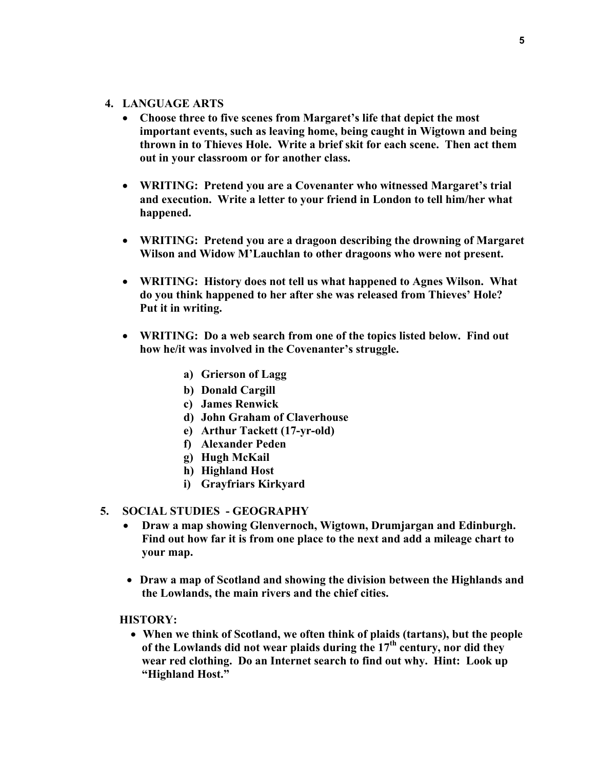## 4. LANGUAGE ARTS

- **Choose three to five scenes from Margaret's life that depict the most important events, such as leaving home, being caught in Wigtown and being thrown in to Thieves Hole. Write a brief skit for each scene. Then act them out in your classroom or for another class.**

- **WRITING: Pretend you are a Covenanter who witnessed Margaret's trial and execution. Write a letter to your friend in London to tell him/her what happened.**

- **WRITING: Pretend you are a dragoon describing the drowning of Margaret Wilson and Widow M'Lauchlan to other dragoons who were not present.**

- **WRITING: History does not tell us what happened to Agnes Wilson. What do you think happened to her after she was released from Thieves' Hole? Put it in writing.**

- **WRITING: Do a web search from one of the topics listed below. Find out how he/it was involved in the Covenanter's struggle.**

  - **a) Grierson of Lagg**
  - **b) Donald Cargill**
  - **c) James Renwick**
  - **d) John Graham of Claverhouse**
  - **e) Arthur Tackett (17-yr-old)**
  - **f) Alexander Peden**
  - **g) Hugh McKail**
  - **h) Highland Host**
  - **i) Grayfriars Kirkyard**

## 5. SOCIAL STUDIES - GEOGRAPHY

- **Draw a map showing Glenvernoch, Wigtown, Drumjargan and Edinburgh. Find out how far it is from one place to the next and add a mileage chart to your map.**

- **Draw a map of Scotland and showing the division between the Highlands and the Lowlands, the main rivers and the chief cities.**

**HISTORY:**

- **When we think of Scotland, we often think of plaids (tartans), but the people of the Lowlands did not wear plaids during the 17th century, nor did they wear red clothing. Do an Internet search to find out why. Hint: Look up "Highland Host."**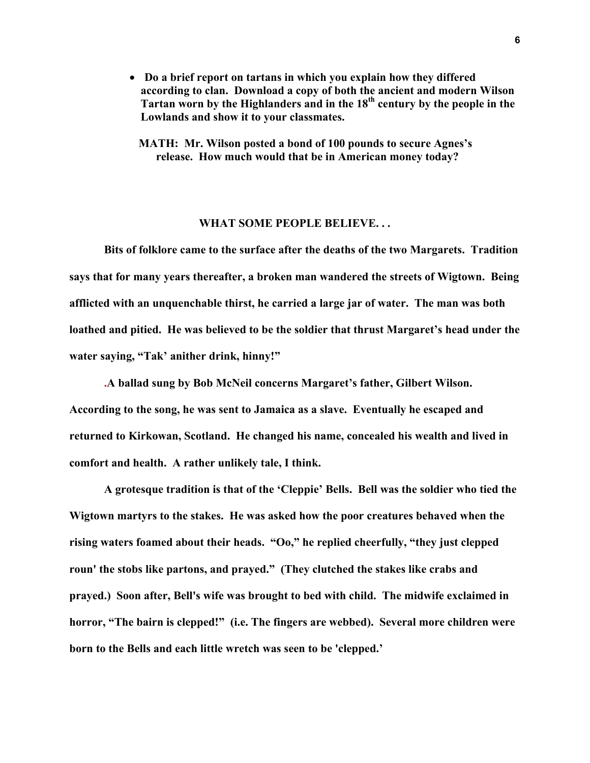- **Do a brief report on tartans in which you explain how they differed according to clan. Download a copy of both the ancient and modern Wilson Tartan worn by the Highlanders and in the 18th century by the people in the Lowlands and show it to your classmates.**

**MATH: Mr. Wilson posted a bond of 100 pounds to secure Agnes's release. How much would that be in American money today?**

## WHAT SOME PEOPLE BELIEVE. . .

**Bits of folklore came to the surface after the deaths of the two Margarets. Tradition says that for many years thereafter, a broken man wandered the streets of Wigtown. Being afflicted with an unquenchable thirst, he carried a large jar of water. The man was both loathed and pitied. He was believed to be the soldier that thrust Margaret's head under the water saying, "Tak' anither drink, hinny!"**

**.A ballad sung by Bob McNeil concerns Margaret's father, Gilbert Wilson. According to the song, he was sent to Jamaica as a slave. Eventually he escaped and returned to Kirkowan, Scotland. He changed his name, concealed his wealth and lived in comfort and health. A rather unlikely tale, I think.**

**A grotesque tradition is that of the 'Cleppie' Bells. Bell was the soldier who tied the Wigtown martyrs to the stakes. He was asked how the poor creatures behaved when the rising waters foamed about their heads. "Oo," he replied cheerfully, "they just clepped roun' the stobs like partons, and prayed." (They clutched the stakes like crabs and prayed.) Soon after, Bell's wife was brought to bed with child. The midwife exclaimed in horror, "The bairn is clepped!" (i.e. The fingers are webbed). Several more children were born to the Bells and each little wretch was seen to be 'clepped.'**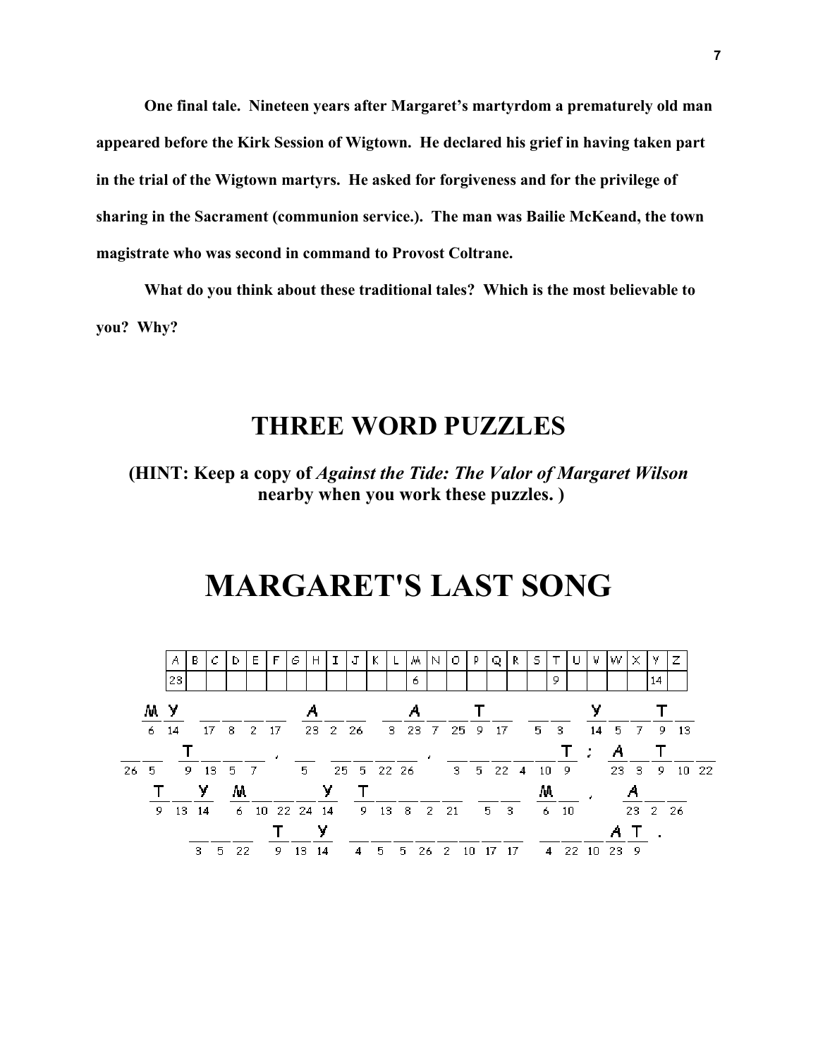One final tale. Nineteen years after Margaret's martyrdom a prematurely old man appeared before the Kirk Session of Wigtown. He declared his grief in having taken part in the trial of the Wigtown martyrs. He asked for forgiveness and for the privilege of sharing in the Sacrament (communion service.). The man was Bailie McKeand, the town magistrate who was second in command to Provost Coltrane.

What do you think about these traditional tales? Which is the most believable to you? Why?

## THREE WORD PUZZLES

**(HINT: Keep a copy of *Against the Tide: The Valor of Margaret Wilson* nearby when you work these puzzles. )**

# MARGARET'S LAST SONG

| A | B | C | D | E | F | G | H | I | J | K | L | M | N | O | P | Q | R | S | T | U | V | W | X | Y | Z |
|---|---|---|---|---|---|---|---|---|---|---|---|---|---|---|---|---|---|---|---|---|---|---|---|---|---|
| 23 | | | | | | | | | | | | 6 | | | | | | | 9 | | | | | 14 | |

M Y &nbsp; _ _ _ _ &nbsp; A _ _ &nbsp; _ A _ _ T _ &nbsp; _ _ &nbsp; Y _ _ T _
6 14 &nbsp; 17 8 2 17 &nbsp; 23 2 26 &nbsp; 3 23 7 25 9 17 &nbsp; 5 3 &nbsp; 14 5 7 9 13

_ _ &nbsp; T _ _ _ , &nbsp; _ &nbsp; _ _ _ _ , &nbsp; _ _ _ _ _ T ; &nbsp; A _ T _ _
26 5 &nbsp; 9 13 5 7 &nbsp; 5 &nbsp; 25 5 22 26 &nbsp; 3 5 22 4 10 9 &nbsp; 23 3 9 10 22

T Y &nbsp; M _ _ _ Y &nbsp; T _ _ _ _ &nbsp; _ _ &nbsp; M _ , &nbsp; A _ _
9 13 14 &nbsp; 6 10 22 24 14 &nbsp; 9 13 8 2 21 &nbsp; 5 3 &nbsp; 6 10 &nbsp; 23 2 26

_ _ _ &nbsp; T _ Y &nbsp; _ _ _ _ _ _ _ _ &nbsp; _ _ _ A T .
3 5 22 &nbsp; 9 13 14 &nbsp; 4 5 5 26 2 10 17 17 &nbsp; 4 22 10 23 9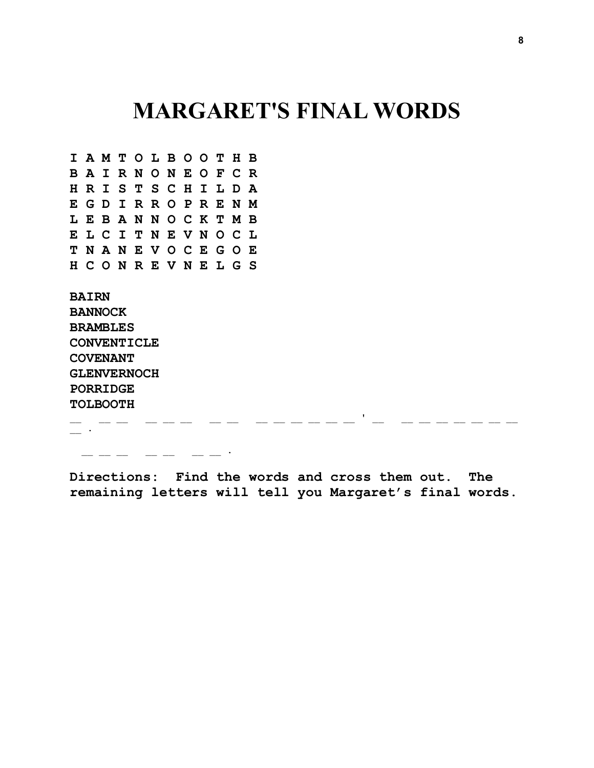# MARGARET'S FINAL WORDS

```
I A M T O L B O O T H B
B A I R N O N E O F C R
H R I S T S C H I L D A
E G D I R R O P R E N M
L E B A N N O C K T M B
E L C I T N E V N O C L
T N A N E V O C E G O E
H C O N R E V N E L G S
```

**BAIRN**
**BANNOCK**
**BRAMBLES**
**CONVENTICLE**
**COVENANT**
**GLENVERNOCH**
**PORRIDGE**
**TOLBOOTH**

_ . _ _ _ _ _ _ _ _ _ _ _ _ _ _ _ ' _ _ _ _ _ _ _ _ _ .

_ _ _ _ _ _ _ .

**Directions: Find the words and cross them out. The remaining letters will tell you Margaret's final words.**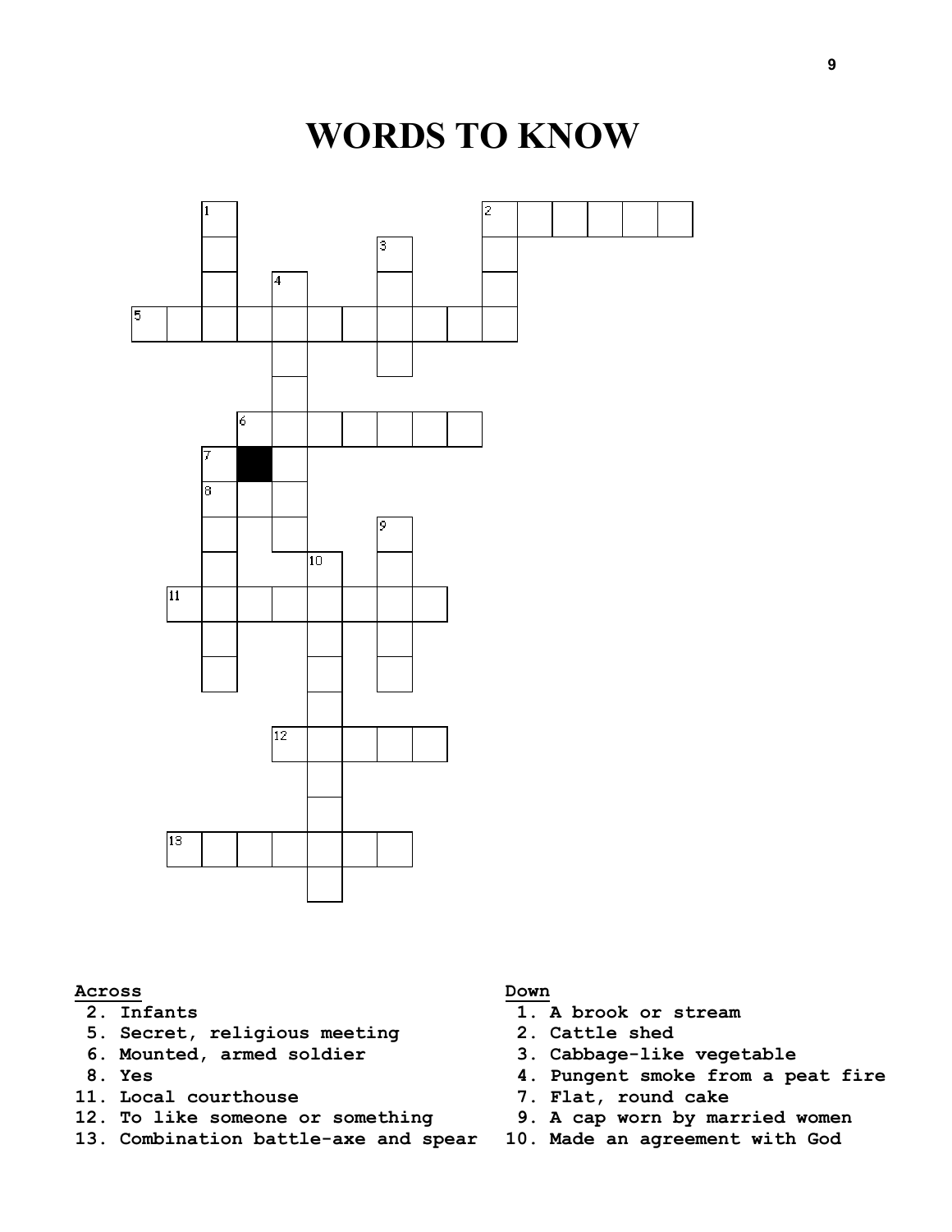# WORDS TO KNOW

**Across**

2. Infants
5. Secret, religious meeting
6. Mounted, armed soldier
8. Yes
11. Local courthouse
12. To like someone or something
13. Combination battle-axe and spear

**Down**

1. A brook or stream
2. Cattle shed
3. Cabbage-like vegetable
4. Pungent smoke from a peat fire
7. Flat, round cake
9. A cap worn by married women
10. Made an agreement with God